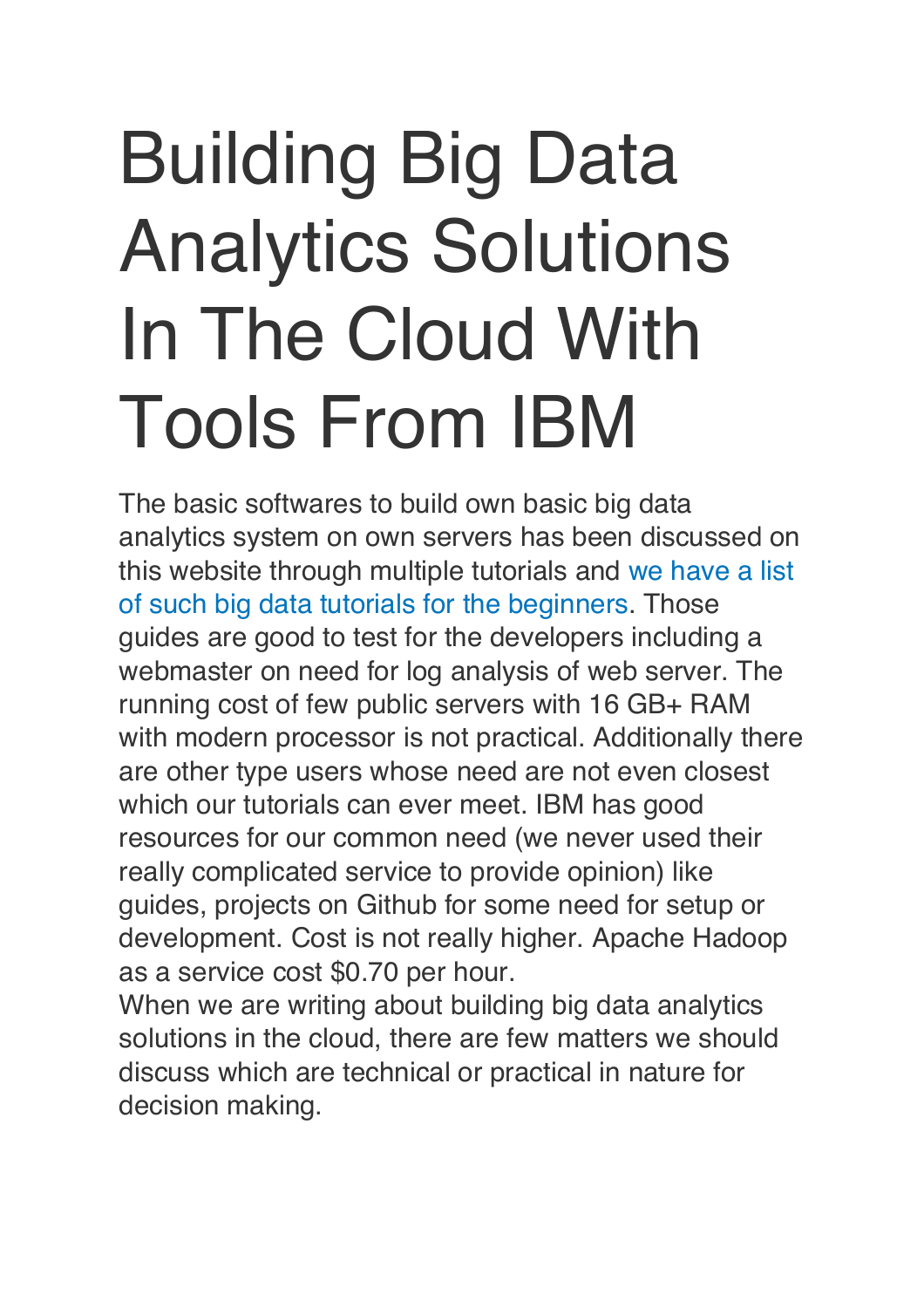# Building Big Data Analytics Solutions In The Cloud With Tools From IBM

The basic softwares to build own basic big data analytics system on own servers has been discussed on this website through multiple tutorials and we have a list of such big data tutorials for the beginners. Those guides are good to test for the developers including a webmaster on need for log analysis of web server. The running cost of few public servers with 16 GB+ RAM with modern processor is not practical. Additionally there are other type users whose need are not even closest which our tutorials can ever meet. IBM has good resources for our common need (we never used their really complicated service to provide opinion) like guides, projects on Github for some need for setup or development. Cost is not really higher. Apache Hadoop as a service cost $0.70 per hour.

When we are writing about building big data analytics solutions in the cloud, there are few matters we should discuss which are technical or practical in nature for decision making.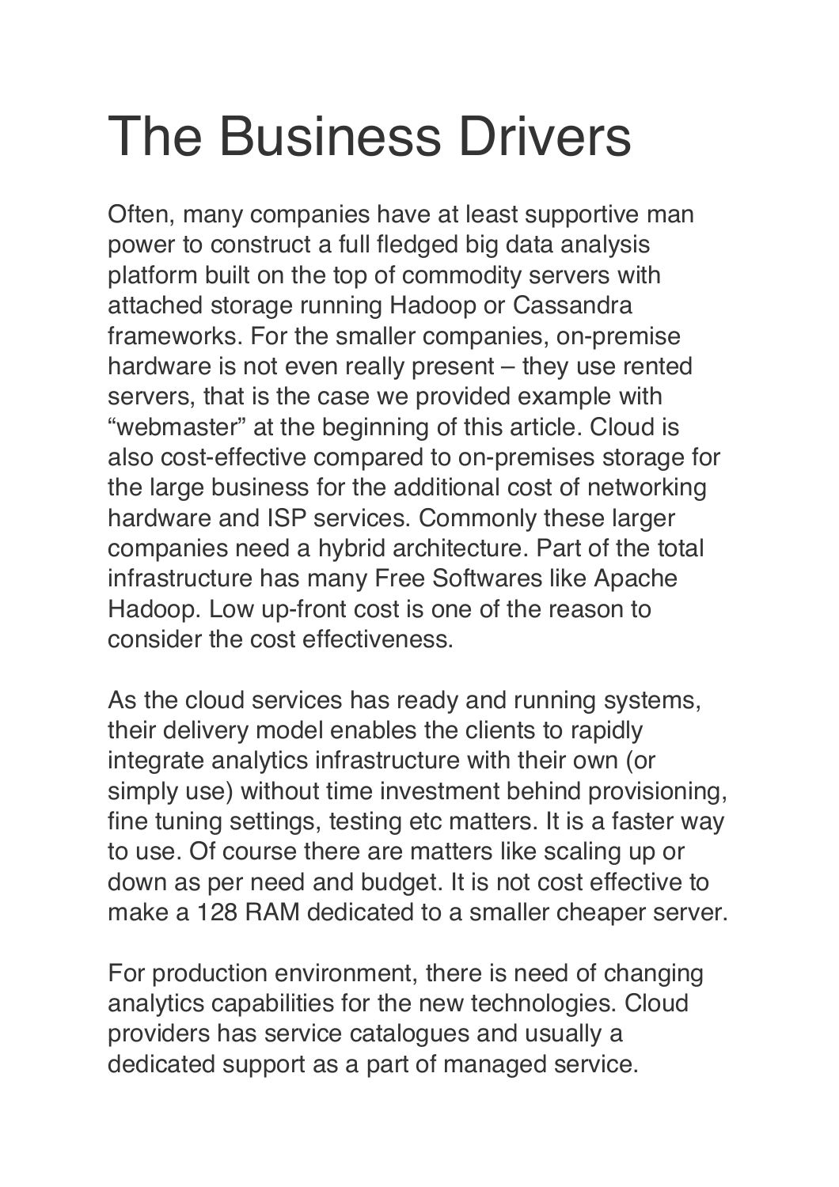# The Business Drivers

Often, many companies have at least supportive man power to construct a full fledged big data analysis platform built on the top of commodity servers with attached storage running Hadoop or Cassandra frameworks. For the smaller companies, on-premise hardware is not even really present – they use rented servers, that is the case we provided example with "webmaster" at the beginning of this article. Cloud is also cost-effective compared to on-premises storage for the large business for the additional cost of networking hardware and ISP services. Commonly these larger companies need a hybrid architecture. Part of the total infrastructure has many Free Softwares like Apache Hadoop. Low up-front cost is one of the reason to consider the cost effectiveness.

As the cloud services has ready and running systems, their delivery model enables the clients to rapidly integrate analytics infrastructure with their own (or simply use) without time investment behind provisioning, fine tuning settings, testing etc matters. It is a faster way to use. Of course there are matters like scaling up or down as per need and budget. It is not cost effective to make a 128 RAM dedicated to a smaller cheaper server.

For production environment, there is need of changing analytics capabilities for the new technologies. Cloud providers has service catalogues and usually a dedicated support as a part of managed service.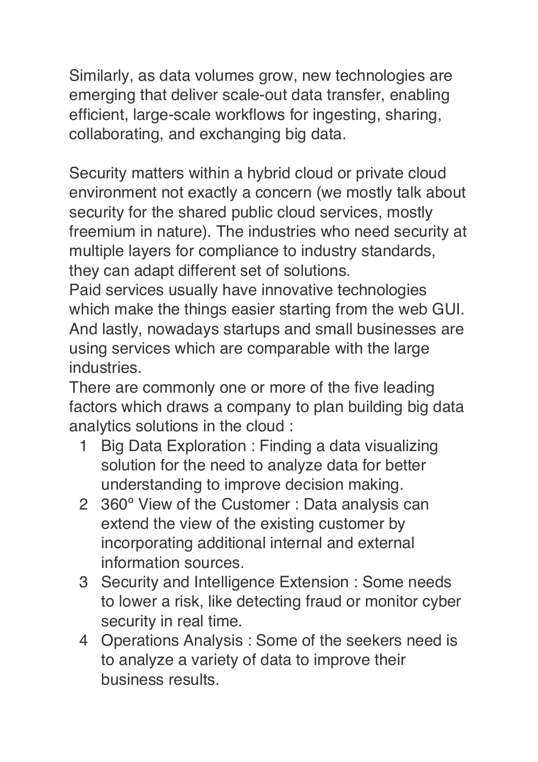Similarly, as data volumes grow, new technologies are emerging that deliver scale-out data transfer, enabling efficient, large-scale workflows for ingesting, sharing, collaborating, and exchanging big data.

Security matters within a hybrid cloud or private cloud environment not exactly a concern (we mostly talk about security for the shared public cloud services, mostly freemium in nature). The industries who need security at multiple layers for compliance to industry standards, they can adapt different set of solutions.
Paid services usually have innovative technologies which make the things easier starting from the web GUI.
And lastly, nowadays startups and small businesses are using services which are comparable with the large industries.
There are commonly one or more of the five leading factors which draws a company to plan building big data analytics solutions in the cloud :

1. Big Data Exploration : Finding a data visualizing solution for the need to analyze data for better understanding to improve decision making.
2. 360º View of the Customer : Data analysis can extend the view of the existing customer by incorporating additional internal and external information sources.
3. Security and Intelligence Extension : Some needs to lower a risk, like detecting fraud or monitor cyber security in real time.
4. Operations Analysis : Some of the seekers need is to analyze a variety of data to improve their business results.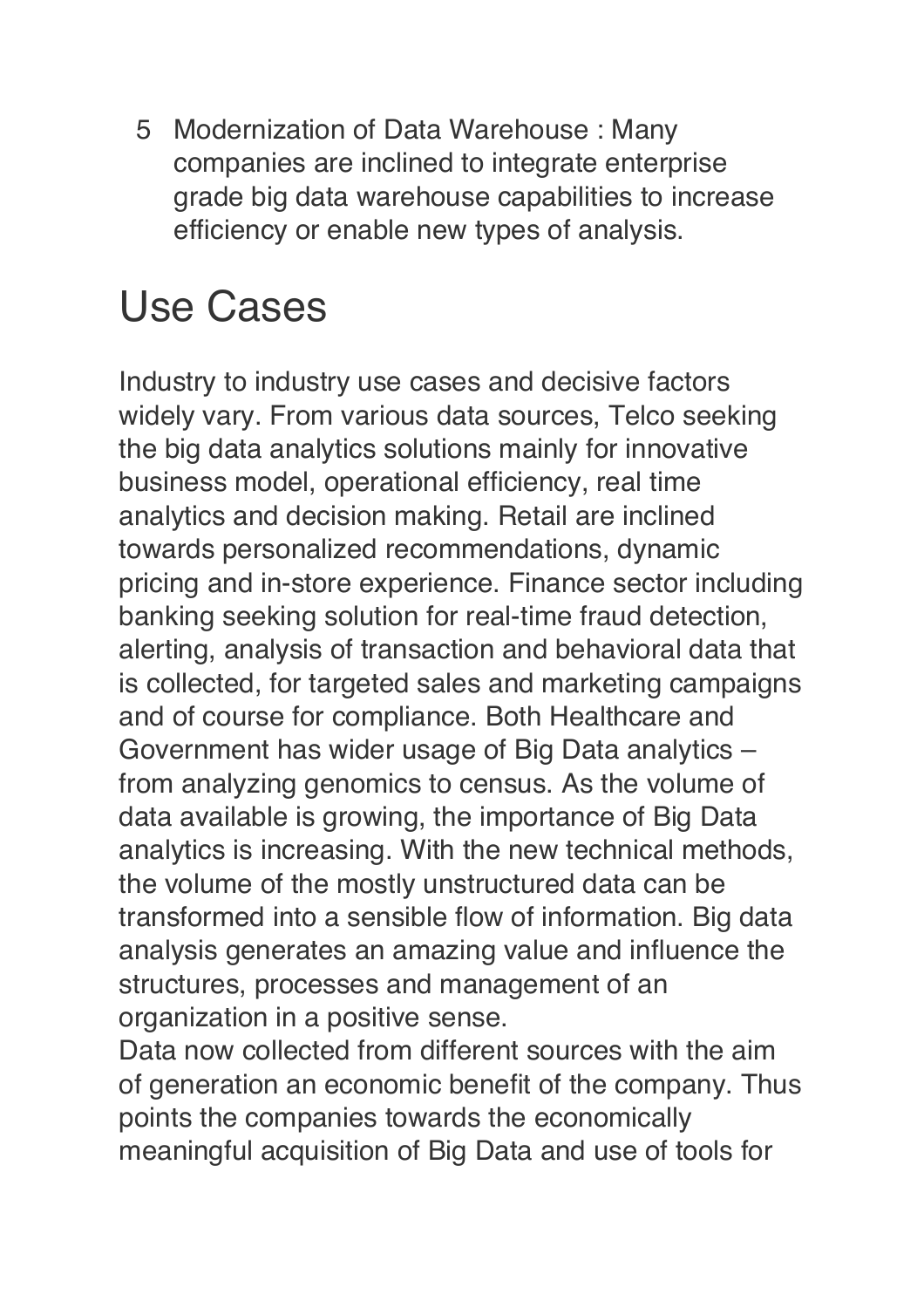5. Modernization of Data Warehouse : Many companies are inclined to integrate enterprise grade big data warehouse capabilities to increase efficiency or enable new types of analysis.

# Use Cases

Industry to industry use cases and decisive factors widely vary. From various data sources, Telco seeking the big data analytics solutions mainly for innovative business model, operational efficiency, real time analytics and decision making. Retail are inclined towards personalized recommendations, dynamic pricing and in-store experience. Finance sector including banking seeking solution for real-time fraud detection, alerting, analysis of transaction and behavioral data that is collected, for targeted sales and marketing campaigns and of course for compliance. Both Healthcare and Government has wider usage of Big Data analytics – from analyzing genomics to census. As the volume of data available is growing, the importance of Big Data analytics is increasing. With the new technical methods, the volume of the mostly unstructured data can be transformed into a sensible flow of information. Big data analysis generates an amazing value and influence the structures, processes and management of an organization in a positive sense.

Data now collected from different sources with the aim of generation an economic benefit of the company. Thus points the companies towards the economically meaningful acquisition of Big Data and use of tools for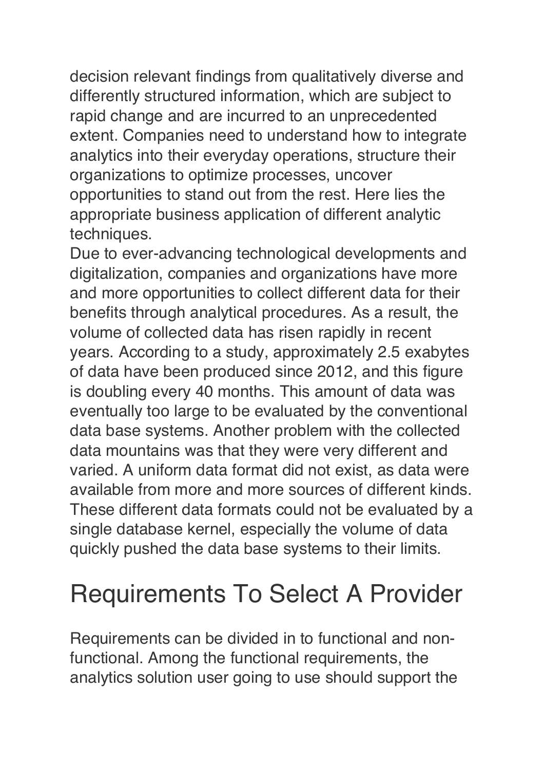decision relevant findings from qualitatively diverse and differently structured information, which are subject to rapid change and are incurred to an unprecedented extent. Companies need to understand how to integrate analytics into their everyday operations, structure their organizations to optimize processes, uncover opportunities to stand out from the rest. Here lies the appropriate business application of different analytic techniques.

Due to ever-advancing technological developments and digitalization, companies and organizations have more and more opportunities to collect different data for their benefits through analytical procedures. As a result, the volume of collected data has risen rapidly in recent years. According to a study, approximately 2.5 exabytes of data have been produced since 2012, and this figure is doubling every 40 months. This amount of data was eventually too large to be evaluated by the conventional data base systems. Another problem with the collected data mountains was that they were very different and varied. A uniform data format did not exist, as data were available from more and more sources of different kinds. These different data formats could not be evaluated by a single database kernel, especially the volume of data quickly pushed the data base systems to their limits.

## Requirements To Select A Provider

Requirements can be divided in to functional and non-functional. Among the functional requirements, the analytics solution user going to use should support the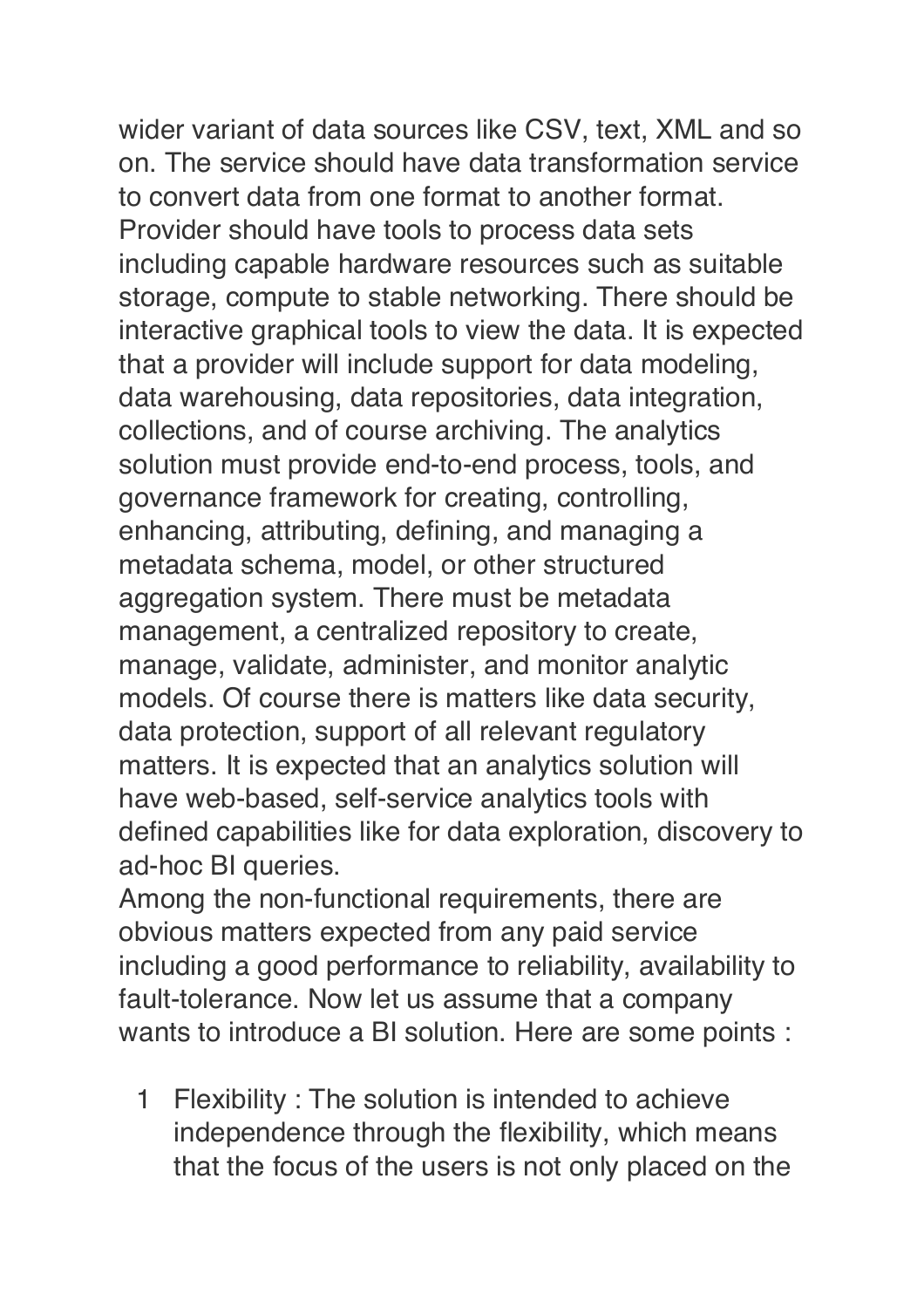wider variant of data sources like CSV, text, XML and so on. The service should have data transformation service to convert data from one format to another format. Provider should have tools to process data sets including capable hardware resources such as suitable storage, compute to stable networking. There should be interactive graphical tools to view the data. It is expected that a provider will include support for data modeling, data warehousing, data repositories, data integration, collections, and of course archiving. The analytics solution must provide end-to-end process, tools, and governance framework for creating, controlling, enhancing, attributing, defining, and managing a metadata schema, model, or other structured aggregation system. There must be metadata management, a centralized repository to create, manage, validate, administer, and monitor analytic models. Of course there is matters like data security, data protection, support of all relevant regulatory matters. It is expected that an analytics solution will have web-based, self-service analytics tools with defined capabilities like for data exploration, discovery to ad-hoc BI queries.

Among the non-functional requirements, there are obvious matters expected from any paid service including a good performance to reliability, availability to fault-tolerance. Now let us assume that a company wants to introduce a BI solution. Here are some points :

1. Flexibility : The solution is intended to achieve independence through the flexibility, which means that the focus of the users is not only placed on the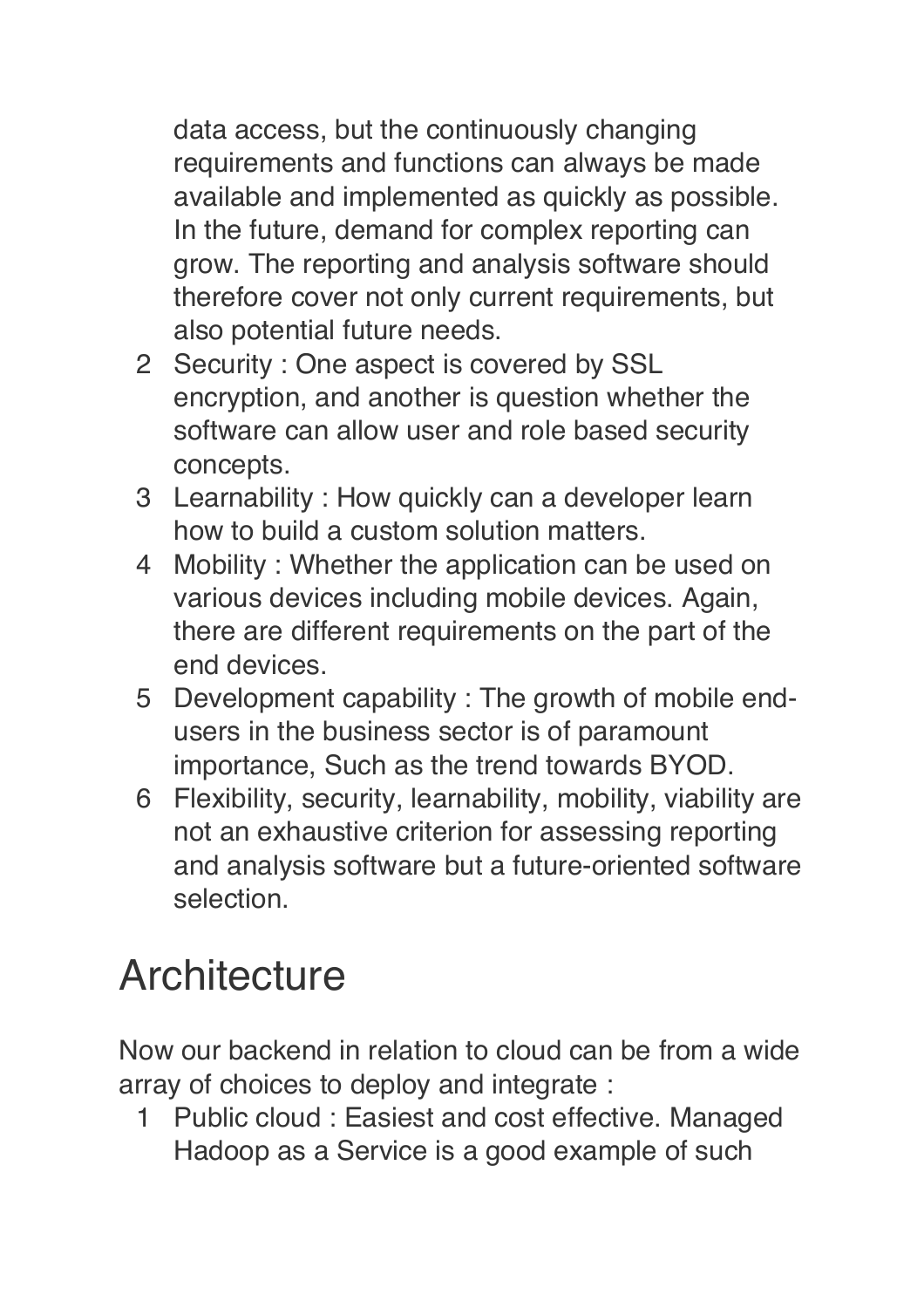data access, but the continuously changing requirements and functions can always be made available and implemented as quickly as possible. In the future, demand for complex reporting can grow. The reporting and analysis software should therefore cover not only current requirements, but also potential future needs.

2. Security : One aspect is covered by SSL encryption, and another is question whether the software can allow user and role based security concepts.
3. Learnability : How quickly can a developer learn how to build a custom solution matters.
4. Mobility : Whether the application can be used on various devices including mobile devices. Again, there are different requirements on the part of the end devices.
5. Development capability : The growth of mobile end-users in the business sector is of paramount importance, Such as the trend towards BYOD.
6. Flexibility, security, learnability, mobility, viability are not an exhaustive criterion for assessing reporting and analysis software but a future-oriented software selection.

# Architecture

Now our backend in relation to cloud can be from a wide array of choices to deploy and integrate :

1. Public cloud : Easiest and cost effective. Managed Hadoop as a Service is a good example of such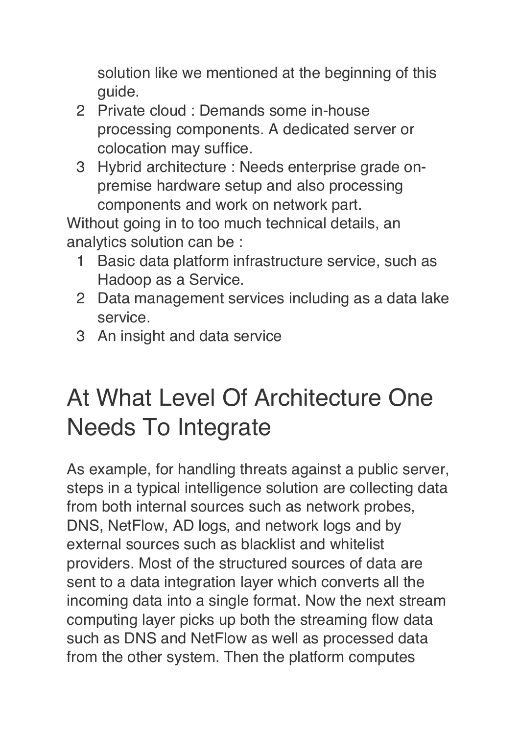solution like we mentioned at the beginning of this guide.

2. Private cloud : Demands some in-house processing components. A dedicated server or colocation may suffice.
3. Hybrid architecture : Needs enterprise grade on-premise hardware setup and also processing components and work on network part.

Without going in to too much technical details, an analytics solution can be :

1. Basic data platform infrastructure service, such as Hadoop as a Service.
2. Data management services including as a data lake service.
3. An insight and data service

## At What Level Of Architecture One Needs To Integrate

As example, for handling threats against a public server, steps in a typical intelligence solution are collecting data from both internal sources such as network probes, DNS, NetFlow, AD logs, and network logs and by external sources such as blacklist and whitelist providers. Most of the structured sources of data are sent to a data integration layer which converts all the incoming data into a single format. Now the next stream computing layer picks up both the streaming flow data such as DNS and NetFlow as well as processed data from the other system. Then the platform computes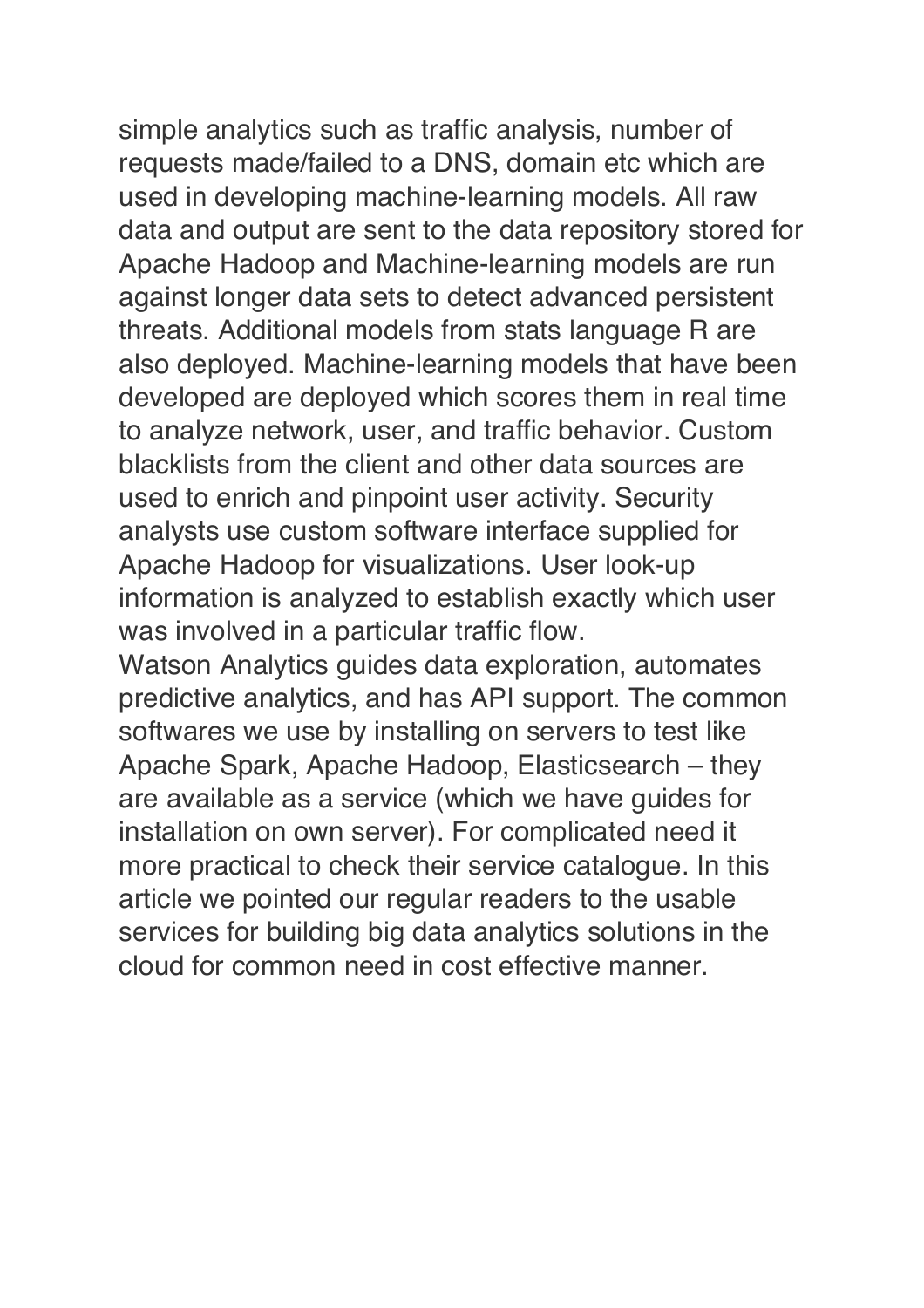simple analytics such as traffic analysis, number of requests made/failed to a DNS, domain etc which are used in developing machine-learning models. All raw data and output are sent to the data repository stored for Apache Hadoop and Machine-learning models are run against longer data sets to detect advanced persistent threats. Additional models from stats language R are also deployed. Machine-learning models that have been developed are deployed which scores them in real time to analyze network, user, and traffic behavior. Custom blacklists from the client and other data sources are used to enrich and pinpoint user activity. Security analysts use custom software interface supplied for Apache Hadoop for visualizations. User look-up information is analyzed to establish exactly which user was involved in a particular traffic flow.

Watson Analytics guides data exploration, automates predictive analytics, and has API support. The common softwares we use by installing on servers to test like Apache Spark, Apache Hadoop, Elasticsearch – they are available as a service (which we have guides for installation on own server). For complicated need it more practical to check their service catalogue. In this article we pointed our regular readers to the usable services for building big data analytics solutions in the cloud for common need in cost effective manner.